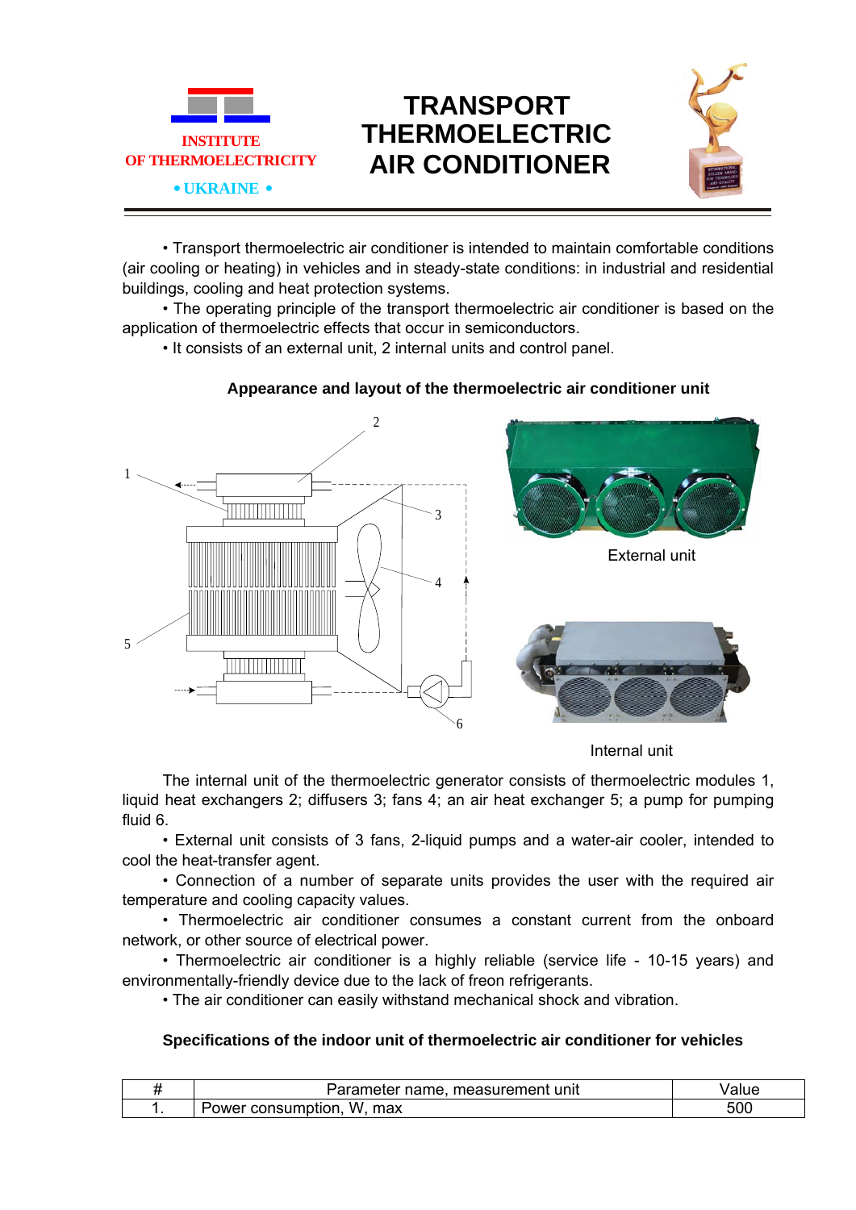INSTITUTE
OF THERMOELECTRICITY
• UKRAINE •

# TRANSPORT THERMOELECTRIC AIR CONDITIONER

• Transport thermoelectric air conditioner is intended to maintain comfortable conditions (air cooling or heating) in vehicles and in steady-state conditions: in industrial and residential buildings, cooling and heat protection systems.

• The operating principle of the transport thermoelectric air conditioner is based on the application of thermoelectric effects that occur in semiconductors.

• It consists of an external unit, 2 internal units and control panel.

**Appearance and layout of the thermoelectric air conditioner unit**

External unit

Internal unit

The internal unit of the thermoelectric generator consists of thermoelectric modules 1, liquid heat exchangers 2; diffusers 3; fans 4; an air heat exchanger 5; a pump for pumping fluid 6.

• External unit consists of 3 fans, 2-liquid pumps and a water-air cooler, intended to cool the heat-transfer agent.

• Connection of a number of separate units provides the user with the required air temperature and cooling capacity values.

• Thermoelectric air conditioner consumes a constant current from the onboard network, or other source of electrical power.

• Thermoelectric air conditioner is a highly reliable (service life - 10-15 years) and environmentally-friendly device due to the lack of freon refrigerants.

• The air conditioner can easily withstand mechanical shock and vibration.

**Specifications of the indoor unit of thermoelectric air conditioner for vehicles**

| # | Parameter name, measurement unit | Value |
|---|---|---|
| 1. | Power consumption, W, max | 500 |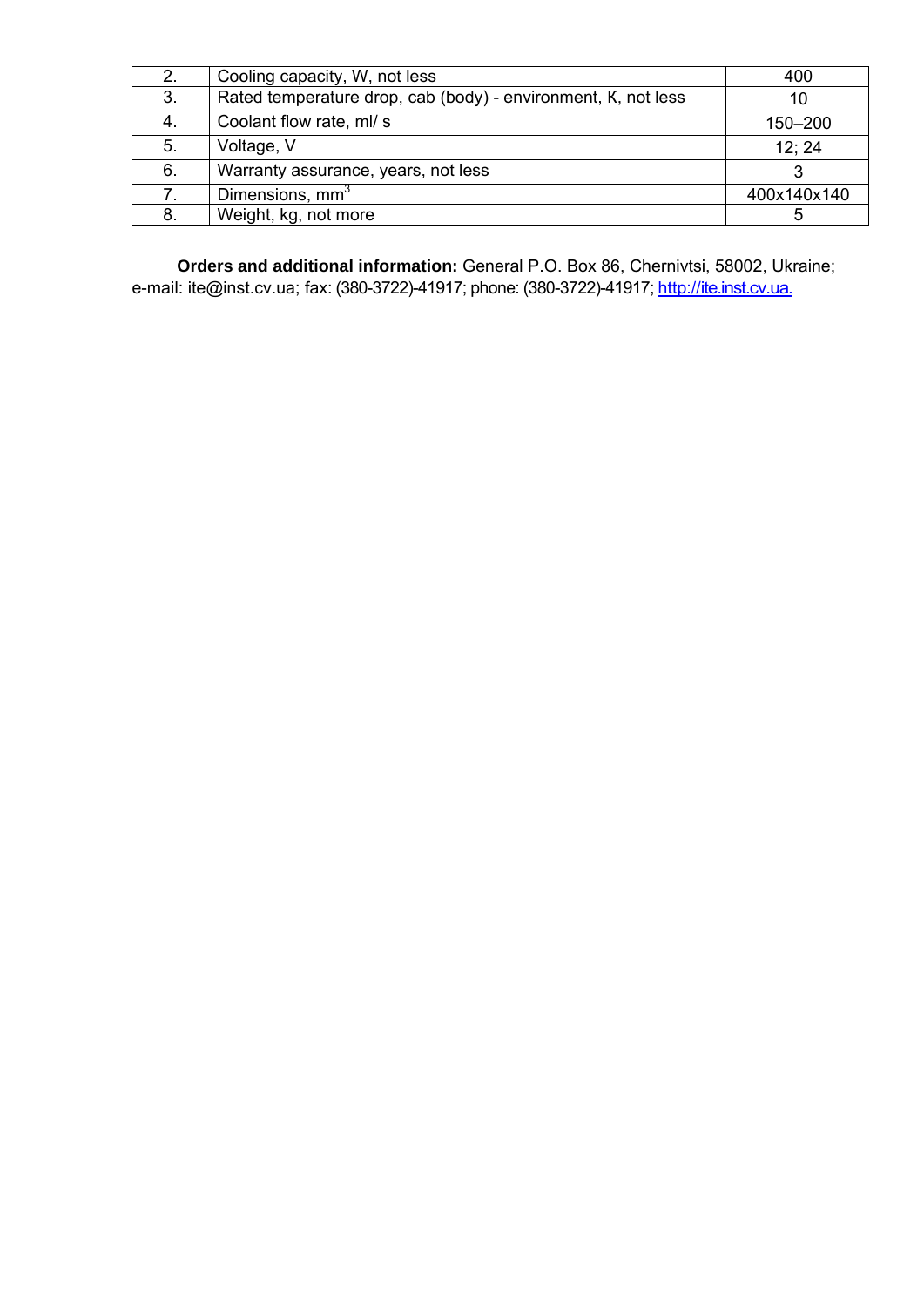| | | |
|---|---|---|
| 2. | Cooling capacity, W, not less | 400 |
| 3. | Rated temperature drop, cab (body) - environment, K, not less | 10 |
| 4. | Coolant flow rate, ml/ s | 150–200 |
| 5. | Voltage, V | 12; 24 |
| 6. | Warranty assurance, years, not less | 3 |
| 7. | Dimensions, $mm^3$ | 400x140x140 |
| 8. | Weight, kg, not more | 5 |

**Orders and additional information:** General P.O. Box 86, Chernivtsi, 58002, Ukraine; e-mail: ite@inst.cv.ua; fax: (380-3722)-41917; phone: (380-3722)-41917; http://ite.inst.cv.ua.